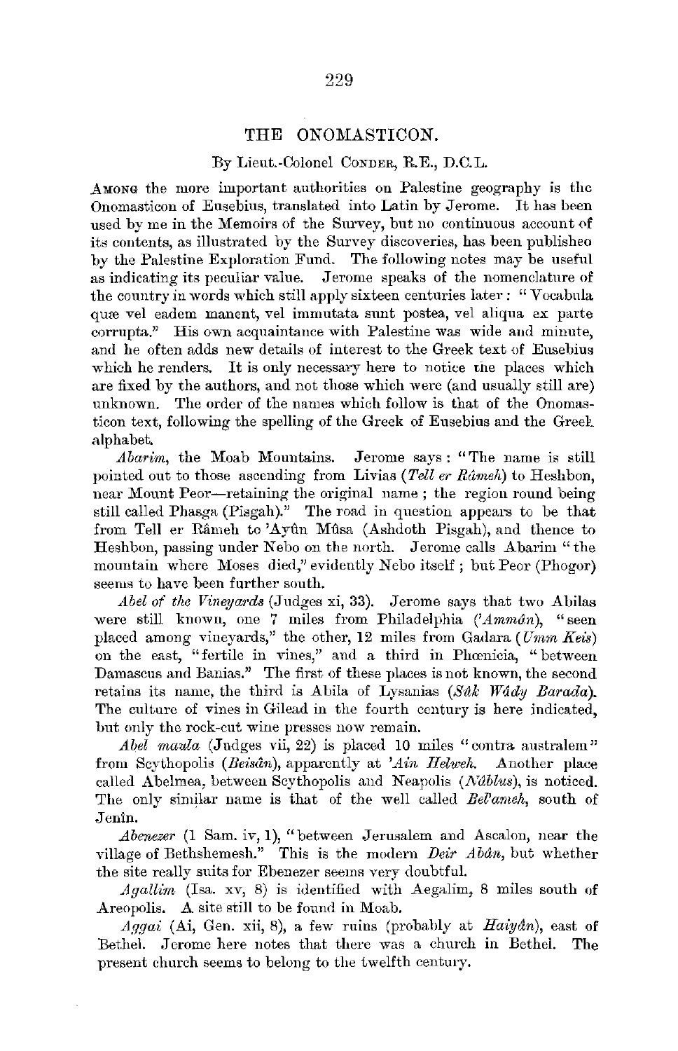# THE ONOMASTICON.

By Lieut.-Colonel CONDER, R.E., D.C.L.

AMONG the more important authorities on Palestine geography is the Onomasticon of Eusebius, translated into Latin by Jerome. It has been used by me in the Memoirs of the Survey, but no continuous account of its contents, as illustrated by the Survey discoveries, has been publisheo by the Palestine Exploration Fund. The following notes may be useful as indicating its peculiar value. Jerome speaks of the nomenclature of the country in words which still apply sixteen centuries later: "Vocabula quæ vel eadem manent, vel immutata sunt postea, vel aliqua ex parte corrupta." His own acquaintance with Palestine was wide and minute, and he often adds new details of interest to the Greek text of Eusebius which he renders. It is only necessary here to notice the places which are fixed by the authors, and not those which were (and usually still are) unknown. The order of the names which follow is that of the Onomasticon text, following the spelling of the Greek of Eusebius and the Greek alphabet.

*Abarim*, the Moab Mountains. Jerome says: "The name is still pointed out to those ascending from Livias (*Tell er Râmeh*) to Heshbon, near Mount Peor—retaining the original name; the region round being still called Phasga (Pisgah)." The road in question appears to be that from Tell er Râmeh to 'Ayûn Mûsa (Ashdoth Pisgah), and thence to Heshbon, passing under Nebo on the north. Jerome calls Abarim "the mountain where Moses died," evidently Nebo itself; but Peor (Phogor) seems to have been further south.

*Abel of the Vineyards* (Judges xi, 33). Jerome says that two Abilas were still known, one 7 miles from Philadelphia (*'Ammân*), "seen placed among vineyards," the other, 12 miles from Gadara (*Umm Keis*) on the east, "fertile in vines," and a third in Phœnicia, "between Damascus and Banias." The first of these places is not known, the second retains its name, the third is Abila of Lysanias (*Sûk Wâdy Barada*). The culture of vines in Gilead in the fourth century is here indicated, but only the rock-cut wine presses now remain.

*Abel maula* (Judges vii, 22) is placed 10 miles "contra australem" from Scythopolis (*Beisân*), apparently at *'Ain Helweh*. Another place called Abelmea, between Scythopolis and Neapolis (*Nâblus*), is noticed. The only similar name is that of the well called *Bel'ameh*, south of Jenîn.

*Abenezer* (1 Sam. iv, 1), "between Jerusalem and Ascalon, near the village of Bethshemesh." This is the modern *Deir Abân*, but whether the site really suits for Ebenezer seems very doubtful.

*Agallim* (Isa. xv, 8) is identified with Aegalim, 8 miles south of Areopolis. A site still to be found in Moab.

*Aggai* (Ai, Gen. xii, 8), a few ruins (probably at *Haiyân*), east of Bethel. Jerome here notes that there was a church in Bethel. The present church seems to belong to the twelfth century.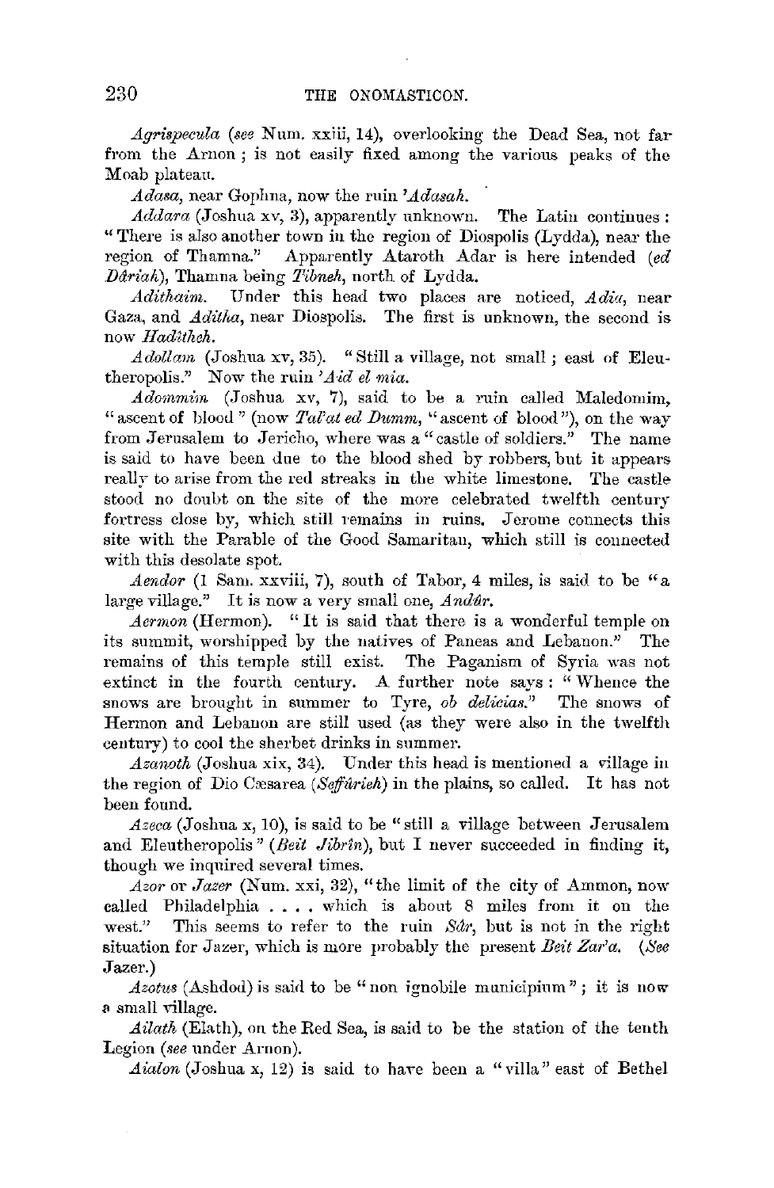*Agrispecula* (*see* Num. xxiii, 14), overlooking the Dead Sea, not far from the Arnon; is not easily fixed among the various peaks of the Moab plateau.

*Adasa*, near Gophna, now the ruin *'Adasah.*

*Addara* (Joshua xv, 3), apparently unknown. The Latin continues: "There is also another town in the region of Diospolis (Lydda), near the region of Thamna." Apparently Ataroth Adar is here intended (*ed Dâriah*), Thamna being *Tibneh*, north of Lydda.

*Adithaim.* Under this head two places are noticed, *Adia*, near Gaza, and *Aditha*, near Diospolis. The first is unknown, the second is now *Hadîtheh.*

*Adollam* (Joshua xv, 35). "Still a village, not small; east of Eleutheropolis." Now the ruin *'Aid el mia.*

*Adommim* (Joshua xv, 7), said to be a ruin called Maledomim, "ascent of blood" (now *Tal'at ed Dumm*, "ascent of blood"), on the way from Jerusalem to Jericho, where was a "castle of soldiers." The name is said to have been due to the blood shed by robbers, but it appears really to arise from the red streaks in the white limestone. The castle stood no doubt on the site of the more celebrated twelfth century fortress close by, which still remains in ruins. Jerome connects this site with the Parable of the Good Samaritan, which still is connected with this desolate spot.

*Aendor* (1 Sam. xxviii, 7), south of Tabor, 4 miles, is said to be "a large village." It is now a very small one, *Andûr.*

*Aermon* (Hermon). "It is said that there is a wonderful temple on its summit, worshipped by the natives of Paneas and Lebanon." The remains of this temple still exist. The Paganism of Syria was not extinct in the fourth century. A further note says: "Whence the snows are brought in summer to Tyre, *ob delicias.*" The snows of Hermon and Lebanon are still used (as they were also in the twelfth century) to cool the sherbet drinks in summer.

*Azanoth* (Joshua xix, 34). Under this head is mentioned a village in the region of Dio Cæsarea (*Seffûrieh*) in the plains, so called. It has not been found.

*Azeca* (Joshua x, 10), is said to be "still a village between Jerusalem and Eleutheropolis" (*Beit Jibrîn*), but I never succeeded in finding it, though we inquired several times.

*Azor* or *Jazer* (Num. xxi, 32), "the limit of the city of Ammon, now called Philadelphia . . . . which is about 8 miles from it on the west." This seems to refer to the ruin *Sâr*, but is not in the right situation for Jazer, which is more probably the present *Beit Zar'a.* (*See* Jazer.)

*Azotus* (Ashdod) is said to be "non ignobile municipium"; it is now a small village.

*Ailath* (Elath), on the Red Sea, is said to be the station of the tenth Legion (*see* under Arnon).

*Aialon* (Joshua x, 12) is said to have been a "villa" east of Bethel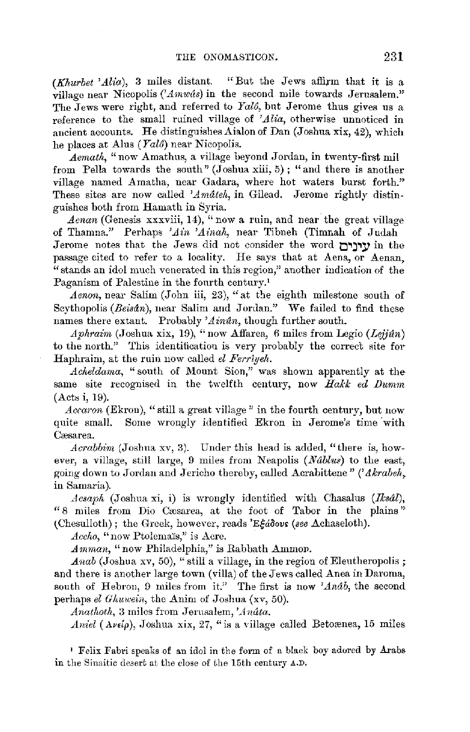(*Khurbet 'Alia*), 3 miles distant. "But the Jews affirm that it is a village near Nicopolis (*'Amwâs*) in the second mile towards Jerusalem." The Jews were right, and referred to *Yalô*, but Jerome thus gives us a reference to the small ruined village of *'Alia*, otherwise unnoticed in ancient accounts. He distinguishes Aialon of Dan (Joshua xix, 42), which he places at Alus (*Yalô*) near Nicopolis.

*Aemath*, "now Amathus, a village beyond Jordan, in twenty-first mil from Pella towards the south" (Joshua xiii, 5); "and there is another village named Amatha, near Gadara, where hot waters burst forth." These sites are now called *'Amâteh*, in Gilead. Jerome rightly distinguishes both from Hamath in Syria.

*Aenan* (Genesis xxxviii, 14), "now a ruin, and near the great village of Thamna." Perhaps *'Ain 'Ainah*, near Tibneh (Timnah of Judah Jerome notes that the Jews did not consider the word עינים in the passage cited to refer to a locality. He says that at Aena, or Aenan, "stands an idol much venerated in this region," another indication of the Paganism of Palestine in the fourth century.[1]

*Aenon*, near Salim (John iii, 23), "at the eighth milestone south of Scythopolis (*Beisân*), near Salim and Jordan." We failed to find these names there extant. Probably *'Ainûn*, though further south.

*Aphraim* (Joshua xix, 19), "now Affarea, 6 miles from Legio (*Lejjûn*) to the north." This identification is very probably the correct site for Haphraim, at the ruin now called *el Ferrîyeh*.

*Acheldama*, "south of Mount Sion," was shown apparently at the same site recognised in the twelfth century, now *Hakk ed Dumm* (Acts i, 19).

*Accaron* (Ekron), "still a great village" in the fourth century, but now quite small. Some wrongly identified Ekron in Jerome's time with Cæsarea.

*Acrabbim* (Joshua xv, 3). Under this head is added, "there is, however, a village, still large, 9 miles from Neapolis (*Nâblus*) to the east, going down to Jordan and Jericho thereby, called Acrabittene" (*'Akrabeh*, in Samaria).

*Acsaph* (Joshua xi, i) is wrongly identified with Chasalus (*Iksâl*), "8 miles from Dio Cæsarea, at the foot of Tabor in the plains" (Chesulloth); the Greek, however, reads Ἐξάδους (*see* Achaseloth).

*Accho*, "now Ptolemaïs," is Acre.

*Amman*, "now Philadelphia," is Rabbath Ammon.

*Anab* (Joshua xv, 50), "still a village, in the region of Eleutheropolis; and there is another large town (villa) of the Jews called Anea in Daroma, south of Hebron, 9 miles from it." The first is now *'Anâb*, the second perhaps *el Ghuwein*, the Anim of Joshua (xv, 50).

*Anathoth*, 3 miles from Jerusalem, *'Anâta*.

*Aniel* (Ανείρ), Joshua xix, 27, "is a village called Betoænea, 15 miles

[1] Felix Fabri speaks of an idol in the form of a black boy adored by Arabs in the Sinaitic desert at the close of the 15th century A.D.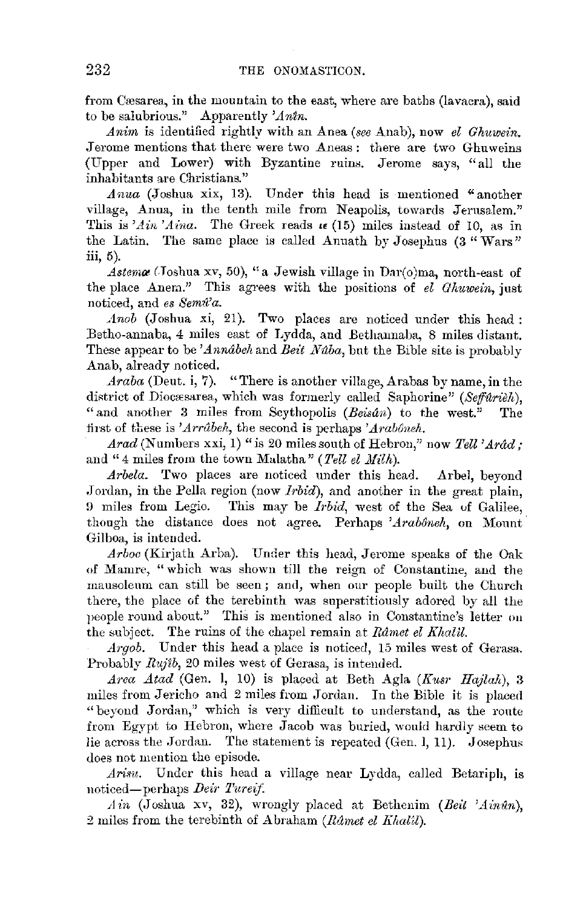from Cæsarea, in the mountain to the east, where are baths (lavacra), said to be salubrious." Apparently *'Anîn*.

*Anim* is identified rightly with an Anea (*see* Anab), now *el Ghuwein*. Jerome mentions that there were two Aneas: there are two Ghuweins (Upper and Lower) with Byzantine ruins. Jerome says, "all the inhabitants are Christians."

*Anua* (Joshua xix, 13). Under this head is mentioned "another village, Anua, in the tenth mile from Neapolis, towards Jerusalem." This is *'Ain 'Aina*. The Greek reads *ιε* (15) miles instead of 10, as in the Latin. The same place is called Annuath by Josephus (3 "Wars" iii, 5).

*Astemæ* (Joshua xv, 50), "a Jewish village in Dar(o)ma, north-east of the place Anem." This agrees with the positions of *el Ghuwein*, just noticed, and *es Semû'a*.

*Anob* (Joshua xi, 21). Two places are noticed under this head: Betho-annaba, 4 miles east of Lydda, and Bethannaba, 8 miles distant. These appear to be *'Annâbeh* and *Beit Nûba*, but the Bible site is probably Anab, already noticed.

*Araba* (Deut. i, 7). "There is another village, Arabas by name, in the district of Diocæsarea, which was formerly called Saphorine" (*Seffûrieh*), "and another 3 miles from Scythopolis (*Beisân*) to the west." The first of these is *'Arrâbeh*, the second is perhaps *'Arabôneh*.

*Arad* (Numbers xxi, 1) "is 20 miles south of Hebron," now *Tell 'Arâd*; and "4 miles from the town Malatha" (*Tell el Milh*).

*Arbela*. Two places are noticed under this head. Arbel, beyond Jordan, in the Pella region (now *Irbid*), and another in the great plain, 9 miles from Legio. This may be *Irbid*, west of the Sea of Galilee, though the distance does not agree. Perhaps *'Arabôneh*, on Mount Gilboa, is intended.

*Arboc* (Kirjath Arba). Under this head, Jerome speaks of the Oak of Mamre, "which was shown till the reign of Constantine, and the mausoleum can still be seen; and, when our people built the Church there, the place of the terebinth was superstitiously adored by all the people round about." This is mentioned also in Constantine's letter on the subject. The ruins of the chapel remain at *Râmet el Khalîl*.

*Argob*. Under this head a place is noticed, 15 miles west of Gerasa. Probably *Rujîb*, 20 miles west of Gerasa, is intended.

*Area Atad* (Gen. l, 10) is placed at Beth Agla (*Kusr Hajlah*), 3 miles from Jericho and 2 miles from Jordan. In the Bible it is placed "beyond Jordan," which is very difficult to understand, as the route from Egypt to Hebron, where Jacob was buried, would hardly seem to lie across the Jordan. The statement is repeated (Gen. l, 11). Josephus does not mention the episode.

*Arisu*. Under this head a village near Lydda, called Betariph, is noticed—perhaps *Deir Tureif*.

*Ain* (Joshua xv, 32), wrongly placed at Bethenim (*Beit 'Ainûn*), 2 miles from the terebinth of Abraham (*Râmet el Khalîl*).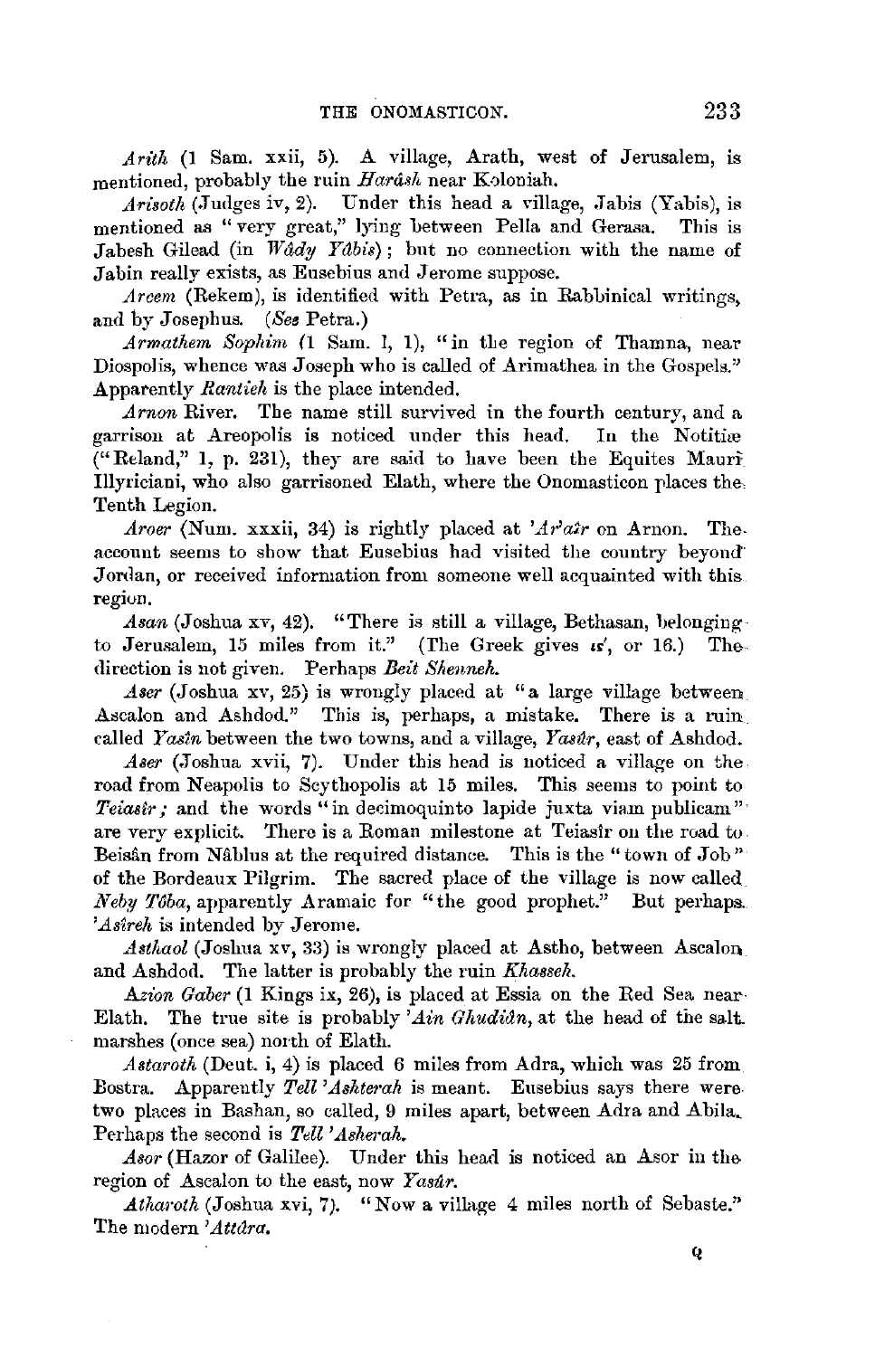*Arith* (1 Sam. xxii, 5). A village, Arath, west of Jerusalem, is mentioned, probably the ruin *Harâsh* near Koloniah.

*Arisoth* (Judges iv, 2). Under this head a village, Jabis (Yabis), is mentioned as "very great," lying between Pella and Gerasa. This is Jabesh Gilead (in *Wâdy Yâbis*); but no connection with the name of Jabin really exists, as Eusebius and Jerome suppose.

*Arcem* (Rekem), is identified with Petra, as in Rabbinical writings, and by Josephus. (*See* Petra.)

*Armathem Sophim* (1 Sam. I, 1), "in the region of Thamna, near Diospolis, whence was Joseph who is called of Arimathea in the Gospels." Apparently *Rantieh* is the place intended.

*Arnon* River. The name still survived in the fourth century, and a garrison at Areopolis is noticed under this head. In the Notitiæ ("Reland," 1, p. 231), they are said to have been the Equites Mauri Illyriciani, who also garrisoned Elath, where the Onomasticon places the Tenth Legion.

*Aroer* (Num. xxxii, 34) is rightly placed at *'Ar'aîr* on Arnon. The account seems to show that Eusebius had visited the country beyond Jordan, or received information from someone well acquainted with this region.

*Asan* (Joshua xv, 42). "There is still a village, Bethasan, belonging to Jerusalem, 15 miles from it." (The Greek gives ις', or 16.) The direction is not given. Perhaps *Beit Shenneh.*

*Aser* (Joshua xv, 25) is wrongly placed at "a large village between Ascalon and Ashdod." This is, perhaps, a mistake. There is a ruin called *Yasîn* between the two towns, and a village, *Yasûr*, east of Ashdod.

*Aser* (Joshua xvii, 7). Under this head is noticed a village on the road from Neapolis to Scythopolis at 15 miles. This seems to point to *Teiasîr;* and the words "in decimoquinto lapide juxta viam publicam" are very explicit. There is a Roman milestone at Teiasîr on the road to Beisân from Nâblus at the required distance. This is the "town of Job" of the Bordeaux Pilgrim. The sacred place of the village is now called *Neby Tôba*, apparently Aramaic for "the good prophet." But perhaps *'Asîreh* is intended by Jerome.

*Asthaol* (Joshua xv, 33) is wrongly placed at Astho, between Ascalon and Ashdod. The latter is probably the ruin *Khasseh.*

*Azion Gaber* (1 Kings ix, 26), is placed at Essia on the Red Sea near Elath. The true site is probably *'Ain Ghudiân*, at the head of the salt marshes (once sea) north of Elath.

*Astaroth* (Deut. i, 4) is placed 6 miles from Adra, which was 25 from Bostra. Apparently *Tell 'Ashterah* is meant. Eusebius says there were two places in Bashan, so called, 9 miles apart, between Adra and Abila. Perhaps the second is *Tell 'Asherah.*

*Asor* (Hazor of Galilee). Under this head is noticed an Asor in the region of Ascalon to the east, now *Yasûr.*

*Atharoth* (Joshua xvi, 7). "Now a village 4 miles north of Sebaste." The modern *'Attâra.*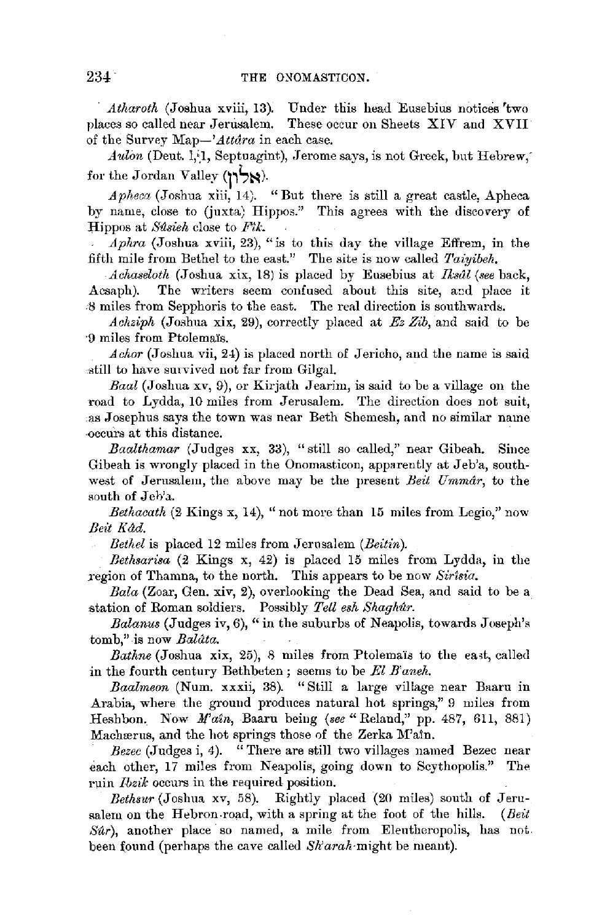*Atharoth* (Joshua xviii, 13). Under this head Eusebius notices two places so called near Jerusalem. These occur on Sheets XIV and XVII of the Survey Map—*'Attâra* in each case.

*Aulon* (Deut. i, 1, Septuagint), Jerome says, is not Greek, but Hebrew, for the Jordan Valley (אלון).

*Apheca* (Joshua xiii, 14). "But there is still a great castle, Apheca by name, close to (juxta) Hippos." This agrees with the discovery of Hippos at *Sûsieh* close to *Fîk*.

*Aphra* (Joshua xviii, 23), "is to this day the village Effrem, in the fifth mile from Bethel to the east." The site is now called *Taiyibeh*.

*Achaseloth* (Joshua xix, 18) is placed by Eusebius at *Iksâl* (*see* back, Acsaph). The writers seem confused about this site, and place it 8 miles from Sepphoris to the east. The real direction is southwards.

*Achziph* (Joshua xix, 29), correctly placed at *Ez Zib*, and said to be 9 miles from Ptolemaïs.

*Achor* (Joshua vii, 24) is placed north of Jericho, and the name is said still to have survived not far from Gilgal.

*Baal* (Joshua xv, 9), or Kirjath Jearim, is said to be a village on the road to Lydda, 10 miles from Jerusalem. The direction does not suit, as Josephus says the town was near Beth Shemesh, and no similar name occurs at this distance.

*Baalthamar* (Judges xx, 33), "still so called," near Gibeah. Since Gibeah is wrongly placed in the Onomasticon, apparently at Jeb'a, southwest of Jerusalem, the above may be the present *Beit Ummâr*, to the south of Jeb'a.

*Bethacath* (2 Kings x, 14), "not more than 15 miles from Legio," now *Beit Kâd*.

*Bethel* is placed 12 miles from Jerusalem (*Beitin*).

*Bethsarisa* (2 Kings x, 42) is placed 15 miles from Lydda, in the region of Thamna, to the north. This appears to be now *Sirîsia*.

*Bala* (Zoar, Gen. xiv, 2), overlooking the Dead Sea, and said to be a station of Roman soldiers. Possibly *Tell esh Shaghûr*.

*Balanus* (Judges iv, 6), "in the suburbs of Neapolis, towards Joseph's tomb," is now *Balâta*.

*Bathne* (Joshua xix, 25), 8 miles from Ptolemaïs to the east, called in the fourth century Bethbeten; seems to be *El B'aneh*.

*Baalmeon* (Num. xxxii, 38). "Still a large village near Baaru in Arabia, where the ground produces natural hot springs," 9 miles from Heshbon. Now *M'aîn*, Baaru being (*see* "Reland," pp. 487, 611, 881) Machærus, and the hot springs those of the Zerka M'aîn.

*Bezec* (Judges i, 4). "There are still two villages named Bezec near each other, 17 miles from Neapolis, going down to Scythopolis." The ruin *Ibzik* occurs in the required position.

*Bethsur* (Joshua xv, 58). Rightly placed (20 miles) south of Jerusalem on the Hebron road, with a spring at the foot of the hills. (*Beit Sûr*), another place so named, a mile from Eleutheropolis, has not been found (perhaps the cave called *Sh'arah* might be meant).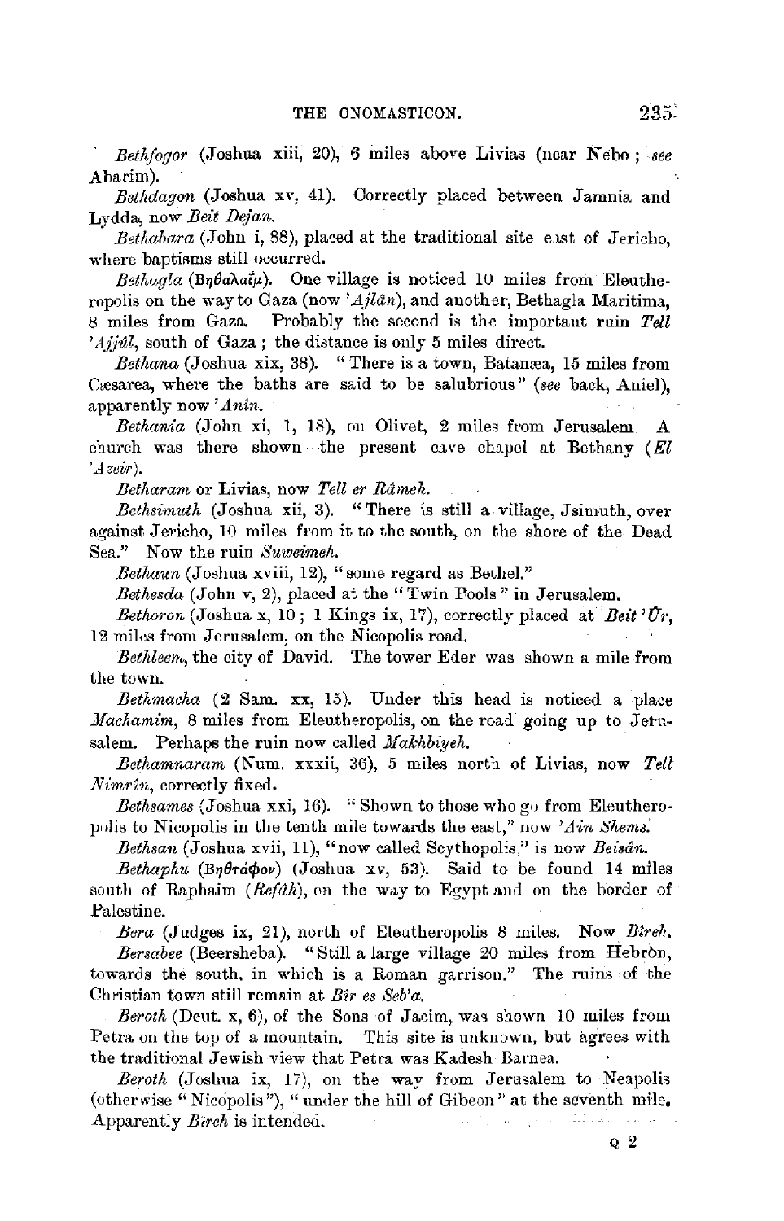*Bethfogor* (Joshua xiii, 20), 6 miles above Livias (near Nebo; *see* Abarim).

*Bethdagon* (Joshua xv, 41). Correctly placed between Jamnia and Lydda, now *Beit Dejan*.

*Bethabara* (John i, 38), placed at the traditional site east of Jericho, where baptisms still occurred.

*Bethagla* (Βηθαλαΐμ). One village is noticed 10 miles from Eleutheropolis on the way to Gaza (now *'Ajlân*), and another, Bethagla Maritima, 8 miles from Gaza. Probably the second is the important ruin *Tell 'Ajjûl*, south of Gaza; the distance is only 5 miles direct.

*Bethana* (Joshua xix, 38). "There is a town, Batanæa, 15 miles from Cæsarea, where the baths are said to be salubrious" (*see* back, Aniel), apparently now *'Anîn*.

*Bethania* (John xi, 1, 18), on Olivet, 2 miles from Jerusalem A church was there shown—the present cave chapel at Bethany (*El 'Azeir*).

*Betharam* or Livias, now *Tell er Râmeh*.

*Bethsimuth* (Joshua xii, 3). "There is still a village, Jsimuth, over against Jericho, 10 miles from it to the south, on the shore of the Dead Sea." Now the ruin *Suweimeh*.

*Bethaun* (Joshua xviii, 12), "some regard as Bethel."

*Bethesda* (John v, 2), placed at the "Twin Pools" in Jerusalem.

*Bethoron* (Joshua x, 10; 1 Kings ix, 17), correctly placed at *Beit 'Ûr*, 12 miles from Jerusalem, on the Nicopolis road.

*Bethleem*, the city of David. The tower Eder was shown a mile from the town.

*Bethmacha* (2 Sam. xx, 15). Under this head is noticed a place *Machamim*, 8 miles from Eleutheropolis, on the road going up to Jerusalem. Perhaps the ruin now called *Makhbiyeh*.

*Bethamnaram* (Num. xxxii, 36), 5 miles north of Livias, now *Tell Nimrîn*, correctly fixed.

*Bethsames* (Joshua xxi, 16). "Shown to those who go from Eleutheropolis to Nicopolis in the tenth mile towards the east," now *'Ain Shems.*

*Bethsan* (Joshua xvii, 11), "now called Scythopolis," is now *Beisân*.

*Bethaphu* (Βηθτάφου) (Joshua xv, 53). Said to be found 14 miles south of Raphaim (*Refâh*), on the way to Egypt and on the border of Palestine.

*Bera* (Judges ix, 21), north of Eleutheropolis 8 miles. Now *Bîreh*.

*Bersabee* (Beersheba). "Still a large village 20 miles from Hebrôn, towards the south, in which is a Roman garrison." The ruins of the Christian town still remain at *Bîr es Seb'a*.

*Beroth* (Deut. x, 6), of the Sons of Jacim, was shown 10 miles from Petra on the top of a mountain. This site is unknown, but agrees with the traditional Jewish view that Petra was Kadesh Barnea.

*Beroth* (Joshua ix, 17), on the way from Jerusalem to Neapolis (otherwise "Nicopolis"), "under the hill of Gibeon" at the seventh mile. Apparently *Bîreh* is intended.

Q 2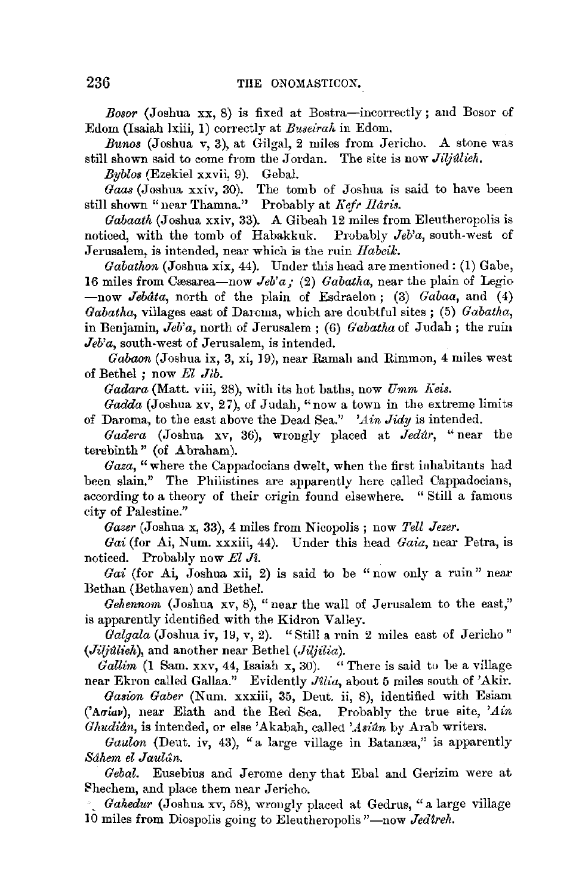*Bosor* (Joshua xx, 8) is fixed at Bostra—incorrectly; and Bosor of Edom (Isaiah lxiii, 1) correctly at *Buseirah* in Edom.

*Bunos* (Joshua v, 3), at Gilgal, 2 miles from Jericho. A stone was still shown said to come from the Jordan. The site is now *Jiljûlieh.*

*Byblos* (Ezekiel xxvii, 9). Gebal.

*Gaas* (Joshua xxiv, 30). The tomb of Joshua is said to have been still shown "near Thamna." Probably at *Kefr Hâris.*

*Gabaath* (Joshua xxiv, 33). A Gibeah 12 miles from Eleutheropolis is noticed, with the tomb of Habakkuk. Probably *Jeb'a*, south-west of Jerusalem, is intended, near which is the ruin *Habeik.*

*Gabathon* (Joshua xix, 44). Under this head are mentioned: (1) Gabe, 16 miles from Cæsarea—now *Jeb'a;* (2) *Gabatha*, near the plain of Legio —now *Jebâta*, north of the plain of Esdraelon; (3) *Gabaa*, and (4) *Gabatha*, villages east of Daroma, which are doubtful sites; (5) *Gabatha*, in Benjamin, *Jeb'a*, north of Jerusalem; (6) *Gabatha* of Judah; the ruin *Jeb'a*, south-west of Jerusalem, is intended.

*Gabaon* (Joshua ix, 3, xi, 19), near Ramah and Rimmon, 4 miles west of Bethel; now *El Jib.*

*Gadara* (Matt. viii, 28), with its hot baths, now *Umm Keis.*

*Gadda* (Joshua xv, 27), of Judah, "now a town in the extreme limits of Daroma, to the east above the Dead Sea." *'Ain Jidy* is intended.

*Gadera* (Joshua xv, 36), wrongly placed at *Jedûr*, "near the terebinth" (of Abraham).

*Gaza*, "where the Cappadocians dwelt, when the first inhabitants had been slain." The Philistines are apparently here called Cappadocians, according to a theory of their origin found elsewhere. "Still a famous city of Palestine."

*Gazer* (Joshua x, 33), 4 miles from Nicopolis; now *Tell Jezer.*

*Gai* (for Ai, Num. xxxiii, 44). Under this head *Gaia*, near Petra, is noticed. Probably now *El Jî.*

*Gai* (for Ai, Joshua xii, 2) is said to be "now only a ruin" near Bethan (Bethaven) and Bethel.

*Gehennom* (Joshua xv, 8), "near the wall of Jerusalem to the east," is apparently identified with the Kidron Valley.

*Galgala* (Joshua iv, 19, v, 2). "Still a ruin 2 miles east of Jericho" (*Jiljûlieh*), and another near Bethel (*Jiljilia*).

*Gallim* (1 Sam. xxv, 44, Isaiah x, 30). "There is said to be a village near Ekron called Gallaa." Evidently *Jîlia*, about 5 miles south of 'Akir.

*Gasion Gaber* (Num. xxxiii, 35, Deut. ii, 8), identified with Esiam ('Ασίαν), near Elath and the Red Sea. Probably the true site, *'Ain Ghudiân*, is intended, or else 'Akabah, called *'Asiûn* by Arab writers.

*Gaulon* (Deut. iv, 43), "a large village in Batanæa," is apparently *Sâhem el Jaulân.*

*Gebal.* Eusebius and Jerome deny that Ebal and Gerizim were at Shechem, and place them near Jericho.

*Gahedur* (Joshua xv, 58), wrongly placed at Gedrus, "a large village 10 miles from Diospolis going to Eleutheropolis"—now *Jedîreh.*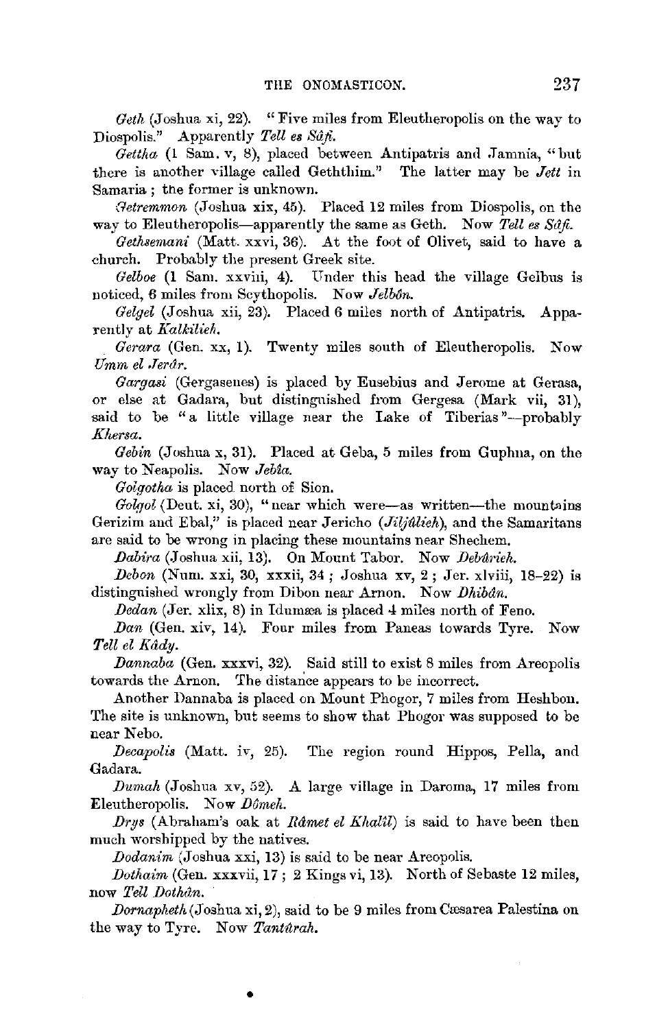*Geth* (Joshua xi, 22). "Five miles from Eleutheropolis on the way to Diospolis." Apparently *Tell es Sâfi.*

*Gettha* (1 Sam. v, 8), placed between Antipatris and Jamnia, "but there is another village called Geththim." The latter may be *Jett* in Samaria; the former is unknown.

*Getremmon* (Joshua xix, 45). Placed 12 miles from Diospolis, on the way to Eleutheropolis—apparently the same as Geth. Now *Tell es Sâfi.*

*Gethsemani* (Matt. xxvi, 36). At the foot of Olivet, said to have a church. Probably the present Greek site.

*Gelboe* (1 Sam. xxviii, 4). Under this head the village Gelbus is noticed, 6 miles from Scythopolis. Now *Jelbôn.*

*Gelgel* (Joshua xii, 23). Placed 6 miles north of Antipatris. Apparently at *Kalkîlieh.*

*Gerara* (Gen. xx, 1). Twenty miles south of Eleutheropolis. Now *Umm el Jerâr.*

*Gargasi* (Gergasenes) is placed by Eusebius and Jerome at Gerasa, or else at Gadara, but distinguished from Gergesa (Mark vii, 31), said to be "a little village near the Lake of Tiberias"—probably *Khersa.*

*Gebin* (Joshua x, 31). Placed at Geba, 5 miles from Guphna, on the way to Neapolis. Now *Jebîa.*

*Golgotha* is placed north of Sion.

*Golgol* (Deut. xi, 30), "near which were—as written—the mountains Gerizim and Ebal," is placed near Jericho (*Jiljûlieh*), and the Samaritans are said to be wrong in placing these mountains near Shechem.

*Dabira* (Joshua xii, 13). On Mount Tabor. Now *Debûrieh.*

*Debon* (Num. xxi, 30, xxxii, 34; Joshua xv, 2; Jer. xlviii, 18–22) is distinguished wrongly from Dibon near Arnon. Now *Dhibân.*

*Dedan* (Jer. xlix, 8) in Idumæa is placed 4 miles north of Feno.

*Dan* (Gen. xiv, 14). Four miles from Paneas towards Tyre. Now *Tell el Kâdy.*

*Dannaba* (Gen. xxxvi, 32). Said still to exist 8 miles from Areopolis towards the Arnon. The distance appears to be incorrect.

Another Dannaba is placed on Mount Phogor, 7 miles from Heshbon. The site is unknown, but seems to show that Phogor was supposed to be near Nebo.

*Decapolis* (Matt. iv, 25). The region round Hippos, Pella, and Gadara.

*Dumah* (Joshua xv, 52). A large village in Daroma, 17 miles from Eleutheropolis. Now *Dômeh.*

*Drys* (Abraham's oak at *Râmet el Khalîl*) is said to have been then much worshipped by the natives.

*Dodanim* (Joshua xxi, 13) is said to be near Areopolis.

*Dothaim* (Gen. xxxvii, 17; 2 Kings vi, 13). North of Sebaste 12 miles, now *Tell Dothân.*

*Dornapheth* (Joshua xi, 2), said to be 9 miles from Cæsarea Palestina on the way to Tyre. Now *Tantûrah.*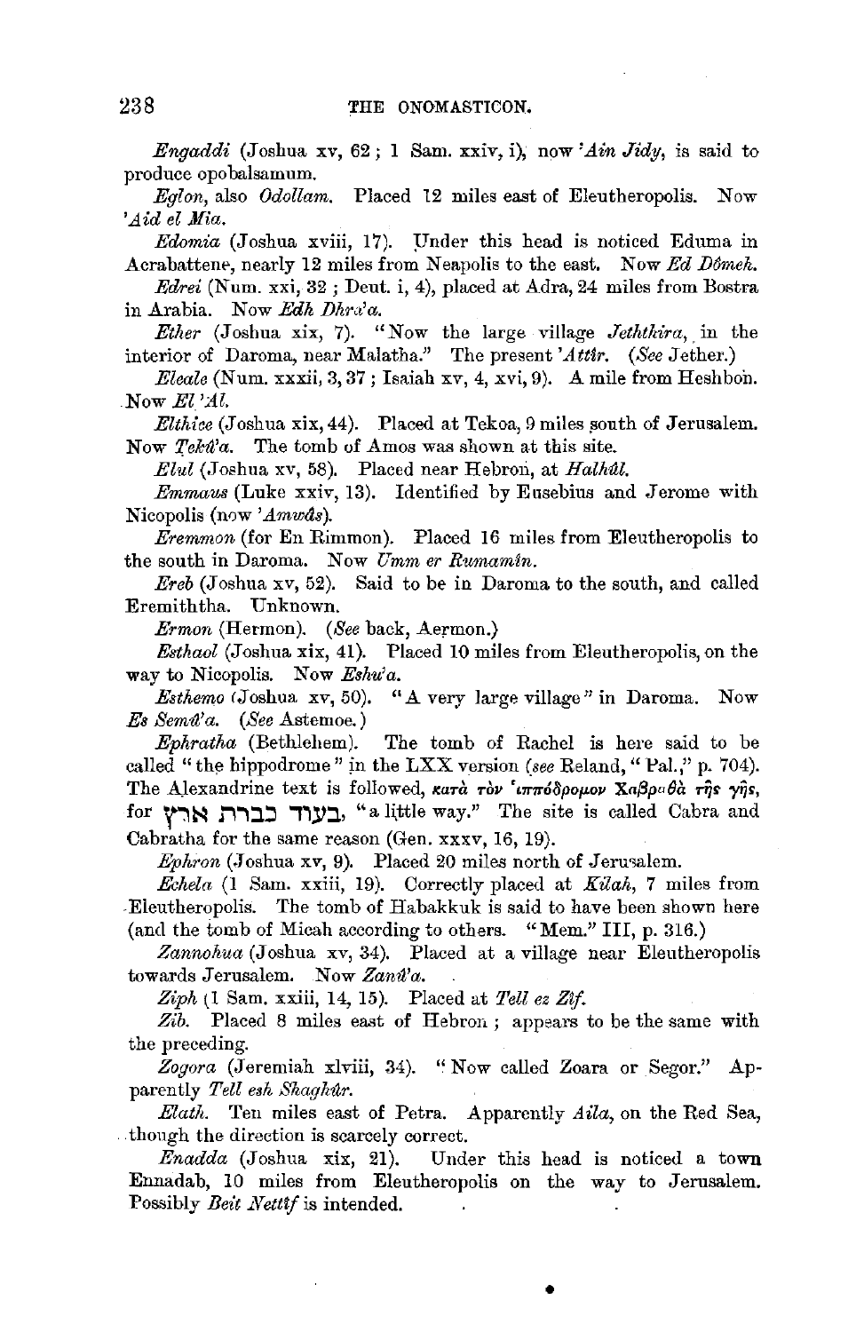*Engaddi* (Joshua xv, 62; 1 Sam. xxiv, i), now *'Ain Jidy*, is said to produce opobalsamum.

*Eglon*, also *Odollam*. Placed 12 miles east of Eleutheropolis. Now *'Aid el Mia.*

*Edomia* (Joshua xviii, 17). Under this head is noticed Eduma in Acrabattene, nearly 12 miles from Neapolis to the east. Now *Ed Dômeh.*

*Edrei* (Num. xxi, 32; Deut. i, 4), placed at Adra, 24 miles from Bostra in Arabia. Now *Edh Dhra'a.*

*Ether* (Joshua xix, 7). "Now the large village *Jeththira*, in the interior of Daroma, near Malatha." The present *'Attîr*. (*See* Jether.)

*Eleale* (Num. xxxii, 3, 37; Isaiah xv, 4, xvi, 9). A mile from Heshbon. Now *El 'Al.*

*Elthice* (Joshua xix, 44). Placed at Tekoa, 9 miles south of Jerusalem. Now *Tekû'a*. The tomb of Amos was shown at this site.

*Elul* (Joshua xv, 58). Placed near Hebron, at *Halhûl.*

*Emmaus* (Luke xxiv, 13). Identified by Eusebius and Jerome with Nicopolis (now *'Amwâs*).

*Eremmon* (for En Rimmon). Placed 16 miles from Eleutheropolis to the south in Daroma. Now *Umm er Rumamîn.*

*Ereb* (Joshua xv, 52). Said to be in Daroma to the south, and called Eremiththa. Unknown.

*Ermon* (Hermon). (*See* back, Aermon.)

*Esthaol* (Joshua xix, 41). Placed 10 miles from Eleutheropolis, on the way to Nicopolis. Now *Eshu'a.*

*Esthemo* (Joshua xv, 50). "A very large village" in Daroma. Now *Es Semû'a*. (*See* Astemoe.)

*Ephratha* (Bethlehem). The tomb of Rachel is here said to be called "the hippodrome" in the LXX version (*see* Reland, "Pal.," p. 704). The Alexandrine text is followed, κατὰ τὸν ἱππόδρομον Χαβραθὰ τῆς γῆς, for בעוד כברת ארץ, "a little way." The site is called Cabra and Cabratha for the same reason (Gen. xxxv, 16, 19).

*Ephron* (Joshua xv, 9). Placed 20 miles north of Jerusalem.

*Echela* (1 Sam. xxiii, 19). Correctly placed at *Kîlah*, 7 miles from Eleutheropolis. The tomb of Habakkuk is said to have been shown here (and the tomb of Micah according to others. "Mem." III, p. 316.)

*Zannohua* (Joshua xv, 34). Placed at a village near Eleutheropolis towards Jerusalem. Now *Zanû'a.*

*Ziph* (1 Sam. xxiii, 14, 15). Placed at *Tell ez Zîf.*

*Zib.* Placed 8 miles east of Hebron; appears to be the same with the preceding.

*Zogora* (Jeremiah xlviii, 34). "Now called Zoara or Segor." Apparently *Tell esh Shaghûr.*

*Elath.* Ten miles east of Petra. Apparently *Aila*, on the Red Sea, though the direction is scarcely correct.

*Enadda* (Joshua xix, 21). Under this head is noticed a town Ennadab, 10 miles from Eleutheropolis on the way to Jerusalem. Possibly *Beit Nettîf* is intended.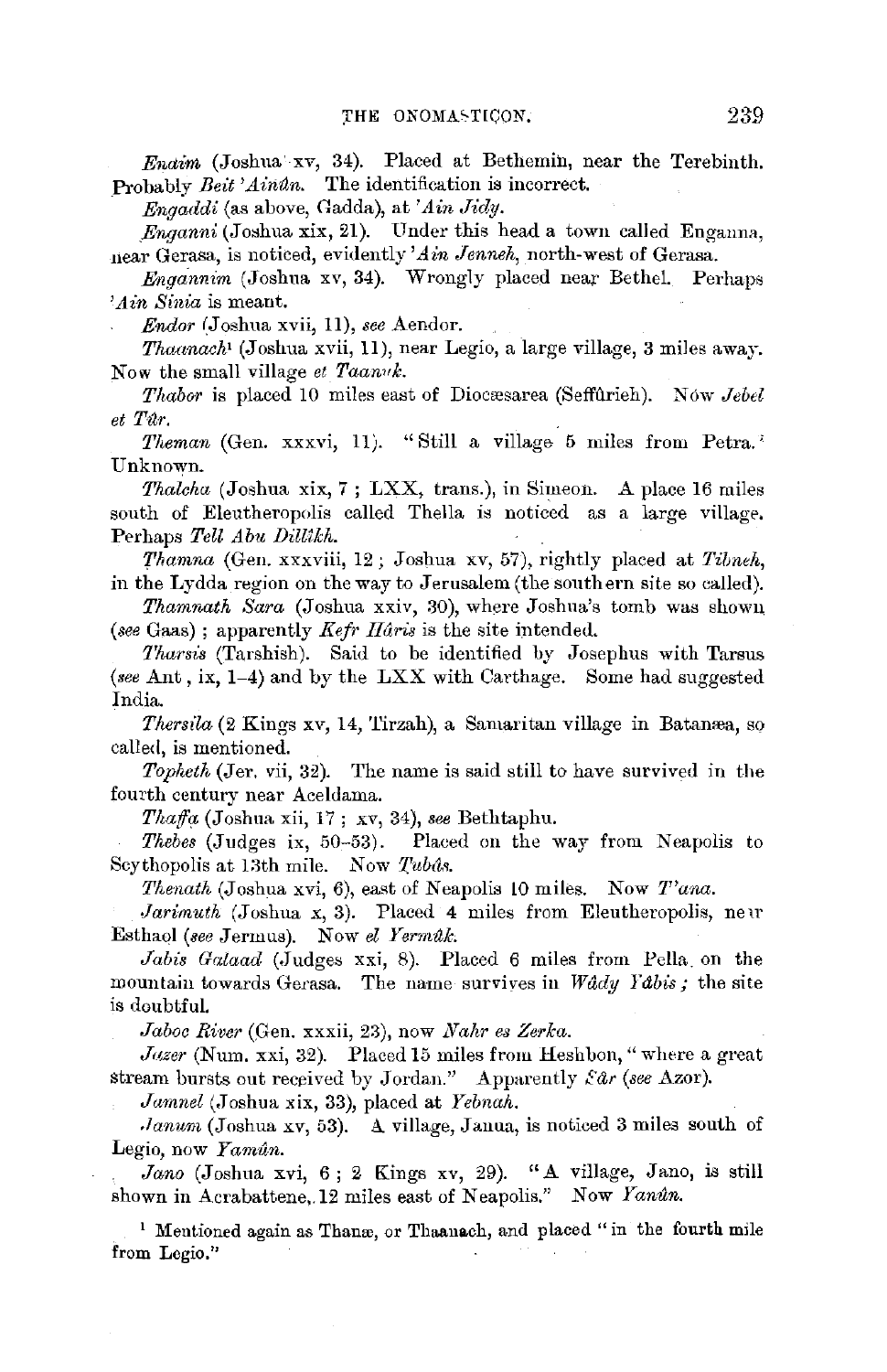*Enaim* (Joshua xv, 34). Placed at Bethemin, near the Terebinth. Probably *Beit 'Ainûn*. The identification is incorrect.

*Engaddi* (as above, Gadda), at *'Ain Jidy*.

*Enganni* (Joshua xix, 21). Under this head a town called Enganna, near Gerasa, is noticed, evidently *'Ain Jenneh*, north-west of Gerasa.

*Engannim* (Joshua xv, 34). Wrongly placed near Bethel. Perhaps *'Ain Sinia* is meant.

*Endor* (Joshua xvii, 11), *see* Aendor.

*Thaanach*[1] (Joshua xvii, 11), near Legio, a large village, 3 miles away. Now the small village *et Taannuk*.

*Thabor* is placed 10 miles east of Diocæsarea (Seffûrieh). Now *Jebel et Tûr*.

*Theman* (Gen. xxxvi, 11). "Still a village 5 miles from Petra." Unknown.

*Thalcha* (Joshua xix, 7; LXX, trans.), in Simeon. A place 16 miles south of Eleutheropolis called Thella is noticed as a large village. Perhaps *Tell Abu Dillikh*.

*Thamna* (Gen. xxxviii, 12; Joshua xv, 57), rightly placed at *Tibneh*, in the Lydda region on the way to Jerusalem (the southern site so called).

*Thamnath Sara* (Joshua xxiv, 30), where Joshua's tomb was shown (*see* Gaas); apparently *Kefr Hâris* is the site intended.

*Tharsis* (Tarshish). Said to be identified by Josephus with Tarsus (*see* Ant, ix, 1–4) and by the LXX with Carthage. Some had suggested India.

*Thersila* (2 Kings xv, 14, Tirzah), a Samaritan village in Batanæa, so called, is mentioned.

*Topheth* (Jer. vii, 32). The name is said still to have survived in the fourth century near Aceldama.

*Thaffa* (Joshua xii, 17; xv, 34), *see* Bethtaphu.

*Thebes* (Judges ix, 50–53). Placed on the way from Neapolis to Scythopolis at 13th mile. Now *Tubâs*.

*Thenath* (Joshua xvi, 6), east of Neapolis 10 miles. Now *T'ana*.

*Jarimuth* (Joshua x, 3). Placed 4 miles from Eleutheropolis, near Esthaol (*see* Jermus). Now *el Yermûk*.

*Jabis Galaad* (Judges xxi, 8). Placed 6 miles from Pella on the mountain towards Gerasa. The name survives in *Wâdy Yâbis*; the site is doubtful.

*Jaboc River* (Gen. xxxii, 23), now *Nahr es Zerka*.

*Jazer* (Num. xxi, 32). Placed 15 miles from Heshbon, "where a great stream bursts out received by Jordan." Apparently *Sâr* (*see* Azor).

*Jamnel* (Joshua xix, 33), placed at *Yebnah*.

*Janum* (Joshua xv, 53). A village, Janua, is noticed 3 miles south of Legio, now *Yamûn*.

*Jano* (Joshua xvi, 6; 2 Kings xv, 29). "A village, Jano, is still shown in Acrabattene, 12 miles east of Neapolis." Now *Yanûn*.

[1] Mentioned again as Thanæ, or Thaanach, and placed "in the fourth mile from Legio."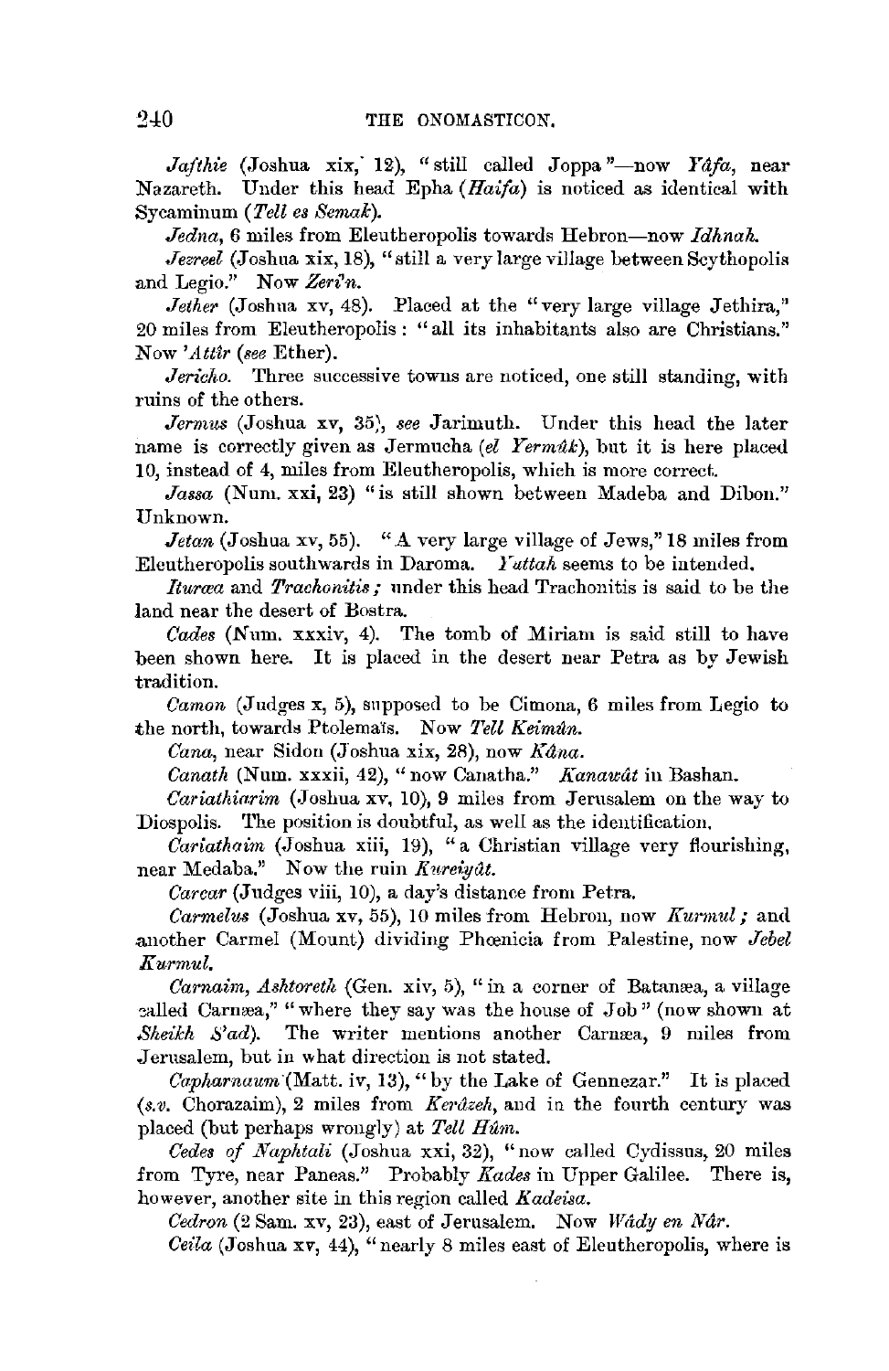*Jafthie* (Joshua xix, 12), "still called Joppa"—now *Yâfa*, near Nazareth. Under this head Epha (*Haifa*) is noticed as identical with Sycaminum (*Tell es Semak*).

*Jedna*, 6 miles from Eleutheropolis towards Hebron—now *Idhnah*.

*Jezreel* (Joshua xix, 18), "still a very large village between Scythopolis and Legio." Now *Zerîn*.

*Jether* (Joshua xv, 48). Placed at the "very large village Jethira," 20 miles from Eleutheropolis: "all its inhabitants also are Christians." Now *'Attîr* (*see* Ether).

*Jericho*. Three successive towns are noticed, one still standing, with ruins of the others.

*Jermus* (Joshua xv, 35), *see* Jarimuth. Under this head the later name is correctly given as Jermucha (*el Yermûk*), but it is here placed 10, instead of 4, miles from Eleutheropolis, which is more correct.

*Jassa* (Num. xxi, 23) "is still shown between Madeba and Dibon." Unknown.

*Jetan* (Joshua xv, 55). "A very large village of Jews," 18 miles from Eleutheropolis southwards in Daroma. *Yuttah* seems to be intended.

*Ituræa* and *Trachonitis*; under this head Trachonitis is said to be the land near the desert of Bostra.

*Cades* (Num. xxxiv, 4). The tomb of Miriam is said still to have been shown here. It is placed in the desert near Petra as by Jewish tradition.

*Camon* (Judges x, 5), supposed to be Cimona, 6 miles from Legio to the north, towards Ptolemaïs. Now *Tell Keimûn*.

*Cana*, near Sidon (Joshua xix, 28), now *Kâna*.

*Canath* (Num. xxxii, 42), "now Canatha." *Kanawât* in Bashan.

*Cariathiarim* (Joshua xv, 10), 9 miles from Jerusalem on the way to Diospolis. The position is doubtful, as well as the identification.

*Cariathaim* (Joshua xiii, 19), "a Christian village very flourishing, near Medaba." Now the ruin *Kureiyât*.

*Carcar* (Judges viii, 10), a day's distance from Petra.

*Carmelus* (Joshua xv, 55), 10 miles from Hebron, now *Kurmul*; and another Carmel (Mount) dividing Phœnicia from Palestine, now *Jebel Kurmul*.

*Carnaim, Ashtoreth* (Gen. xiv, 5), "in a corner of Batanæa, a village called Carnæa," "where they say was the house of Job" (now shown at *Sheikh S'ad*). The writer mentions another Carnæa, 9 miles from Jerusalem, but in what direction is not stated.

*Capharnaum* (Matt. iv, 13), "by the Lake of Gennezar." It is placed (*s.v.* Chorazaim), 2 miles from *Kerâzeh*, and in the fourth century was placed (but perhaps wrongly) at *Tell Hûm*.

*Cedes of Naphtali* (Joshua xxi, 32), "now called Cydissus, 20 miles from Tyre, near Paneas." Probably *Kades* in Upper Galilee. There is, however, another site in this region called *Kadeisa*.

*Cedron* (2 Sam. xv, 23), east of Jerusalem. Now *Wâdy en Nâr*.

*Ceïla* (Joshua xv, 44), "nearly 8 miles east of Eleutheropolis, where is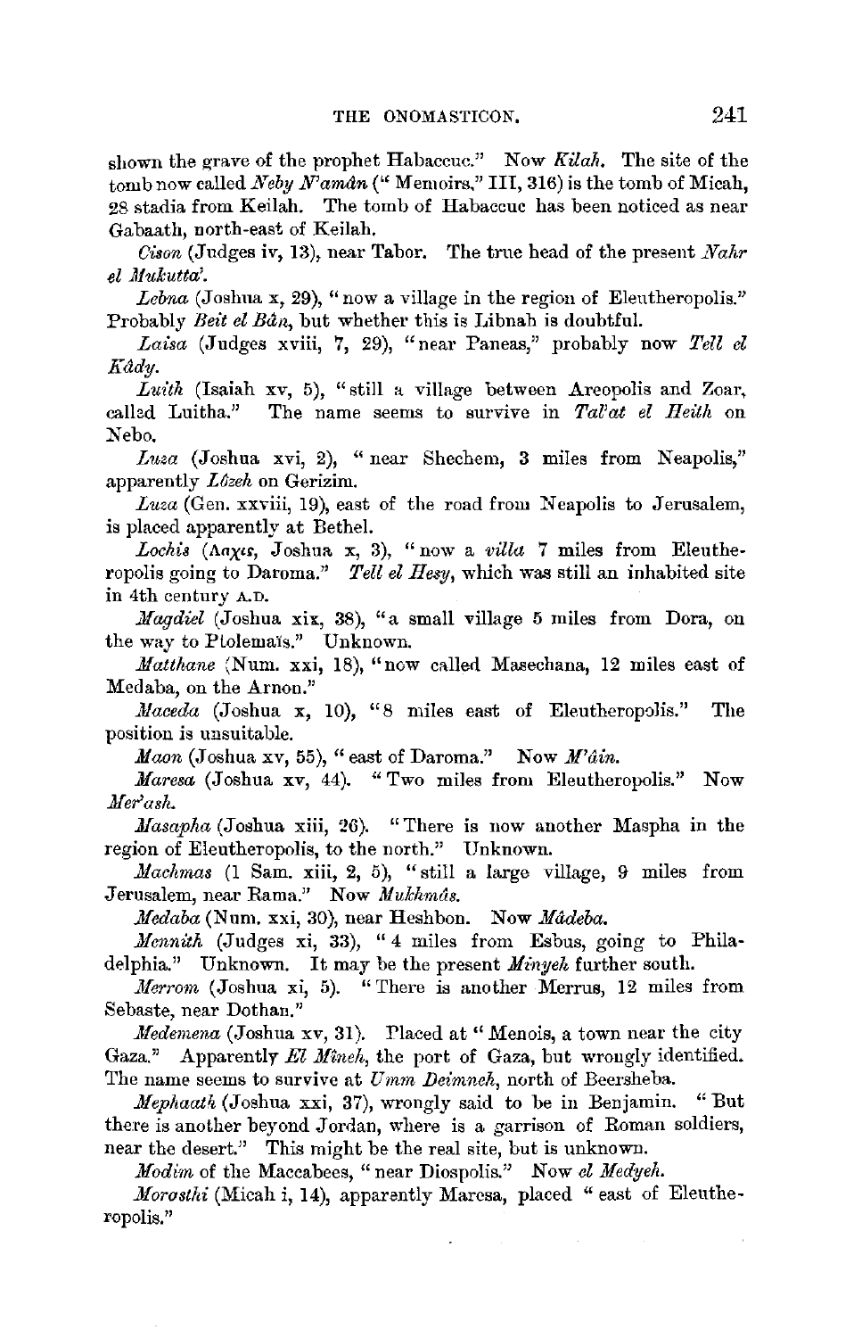shown the grave of the prophet Habaccuc." Now *Kilah*. The site of the tomb now called *Neby N'amân* ("Memoirs," III, 316) is the tomb of Micah, 28 stadia from Keilah. The tomb of Habaccuc has been noticed as near Gabaath, north-east of Keilah.

*Cison* (Judges iv, 13), near Tabor. The true head of the present *Nahr el Mukutta'*.

*Lebna* (Joshua x, 29), "now a village in the region of Eleutheropolis." Probably *Beit el Bân*, but whether this is Libnah is doubtful.

*Laisa* (Judges xviii, 7, 29), "near Paneas," probably now *Tell el Kâdy*.

*Luith* (Isaiah xv, 5), "still a village between Areopolis and Zoar, called Luitha." The name seems to survive in *Tal'at el Heith* on Nebo.

*Luza* (Joshua xvi, 2), "near Shechem, 3 miles from Neapolis," apparently *Lôzeh* on Gerizim.

*Luza* (Gen. xxviii, 19), east of the road from Neapolis to Jerusalem, is placed apparently at Bethel.

*Lochis* (Λαχις, Joshua x, 3), "now a *villa* 7 miles from Eleutheropolis going to Daroma." *Tell el Hesy*, which was still an inhabited site in 4th century A.D.

*Magdiel* (Joshua xix, 38), "a small village 5 miles from Dora, on the way to Ptolemaïs." Unknown.

*Matthane* (Num. xxi, 18), "now called Masechana, 12 miles east of Medaba, on the Arnon."

*Maceda* (Joshua x, 10), "8 miles east of Eleutheropolis." The position is unsuitable.

*Maon* (Joshua xv, 55), "east of Daroma." Now *M'âin*.

*Maresa* (Joshua xv, 44). "Two miles from Eleutheropolis." Now *Mer'ash*.

*Masapha* (Joshua xiii, 26). "There is now another Maspha in the region of Eleutheropolis, to the north." Unknown.

*Machmas* (1 Sam. xiii, 2, 5), "still a large village, 9 miles from Jerusalem, near Rama." Now *Mukhmâs*.

*Medaba* (Num. xxi, 30), near Heshbon. Now *Mâdeba*.

*Mennith* (Judges xi, 33), "4 miles from Esbus, going to Philadelphia." Unknown. It may be the present *Minyeh* further south.

*Merrom* (Joshua xi, 5). "There is another Merrus, 12 miles from Sebaste, near Dothan."

*Medemena* (Joshua xv, 31). Placed at "Menois, a town near the city Gaza." Apparently *El Mîneh*, the port of Gaza, but wrongly identified. The name seems to survive at *Umm Deimneh*, north of Beersheba.

*Mephaath* (Joshua xxi, 37), wrongly said to be in Benjamin. "But there is another beyond Jordan, where is a garrison of Roman soldiers, near the desert." This might be the real site, but is unknown.

*Modim* of the Maccabees, "near Diospolis." Now *el Medyeh*.

*Morosthi* (Micah i, 14), apparently Maresa, placed "east of Eleutheropolis."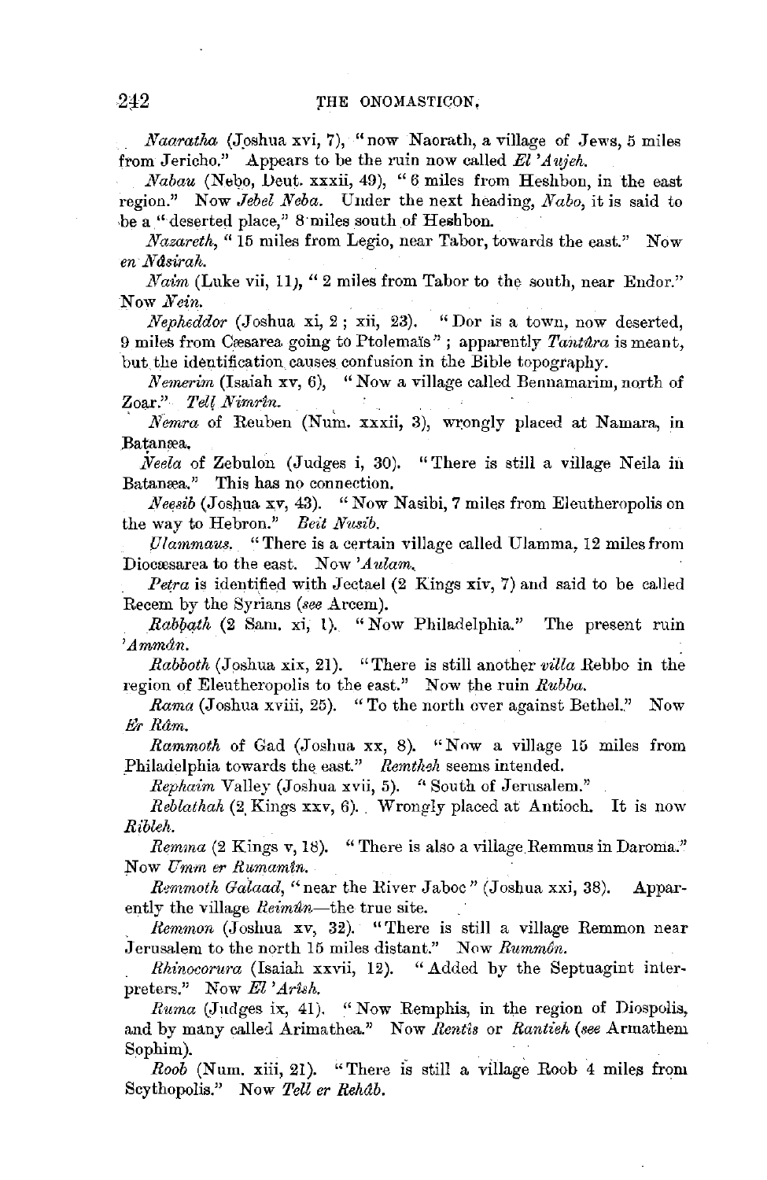*Naaratha* (Joshua xvi, 7), "now Naorath, a village of Jews, 5 miles from Jericho." Appears to be the ruin now called *El 'Aujeh.*

*Nabau* (Nebo, Deut. xxxii, 49), "6 miles from Heshbon, in the east region." Now *Jebel Neba.* Under the next heading, *Nabo*, it is said to be a "deserted place," 8 miles south of Heshbon.

*Nazareth*, "15 miles from Legio, near Tabor, towards the east." Now *en Nâsirah.*

*Naim* (Luke vii, 11), "2 miles from Tabor to the south, near Endor." Now *Nein.*

*Nepheddor* (Joshua xi, 2; xii, 23). "Dor is a town, now deserted, 9 miles from Cæsarea going to Ptolemaïs"; apparently *Tantûra* is meant, but the identification causes confusion in the Bible topography.

*Nemerim* (Isaiah xv, 6), "Now a village called Bennamarim, north of Zoar." *Tell Nimrîn.*

*Nemra* of Reuben (Num. xxxii, 3), wrongly placed at Namara, in Batanæa.

*Neela* of Zebulon (Judges i, 30). "There is still a village Neila in Batanæa." This has no connection.

*Neesib* (Joshua xv, 43). "Now Nasibi, 7 miles from Eleutheropolis on the way to Hebron." *Beit Nusib.*

*Ulammaus.* "There is a certain village called Ulamma, 12 miles from Diocæsarea to the east. Now *'Aulam.*

*Petra* is identified with Jectael (2 Kings xiv, 7) and said to be called Recem by the Syrians (*see* Arcem).

*Rabbath* (2 Sam. xi, 1). "Now Philadelphia." The present ruin *'Ammân.*

*Rabboth* (Joshua xix, 21). "There is still another *villa* Rebbo in the region of Eleutheropolis to the east." Now the ruin *Rubba.*

*Rama* (Joshua xviii, 25). "To the north over against Bethel." Now *Er Râm.*

*Rammoth* of Gad (Joshua xx, 8). "Now a village 15 miles from Philadelphia towards the east." *Remtheh* seems intended.

*Rephaim* Valley (Joshua xvii, 5). "South of Jerusalem."

*Reblathah* (2 Kings xxv, 6). Wrongly placed at Antioch. It is now *Ribleh.*

*Remma* (2 Kings v, 18). "There is also a village Remmus in Daroma." Now *Umm er Rumamîn.*

*Remmoth Galaad*, "near the River Jaboc" (Joshua xxi, 38). Apparently the village *Reimûn*—the true site.

*Remmon* (Joshua xv, 32). "There is still a village Remmon near Jerusalem to the north 15 miles distant." Now *Rummôn.*

*Rhinocorura* (Isaiah xxvii, 12). "Added by the Septuagint interpreters." Now *El 'Arish.*

*Ruma* (Judges ix, 41). "Now Remphis, in the region of Diospolis, and by many called Arimathea." Now *Rentis* or *Rantieh* (*see* Armathem Sophim).

*Roob* (Num. xiii, 21). "There is still a village Roob 4 miles from Scythopolis." Now *Tell er Rehâb.*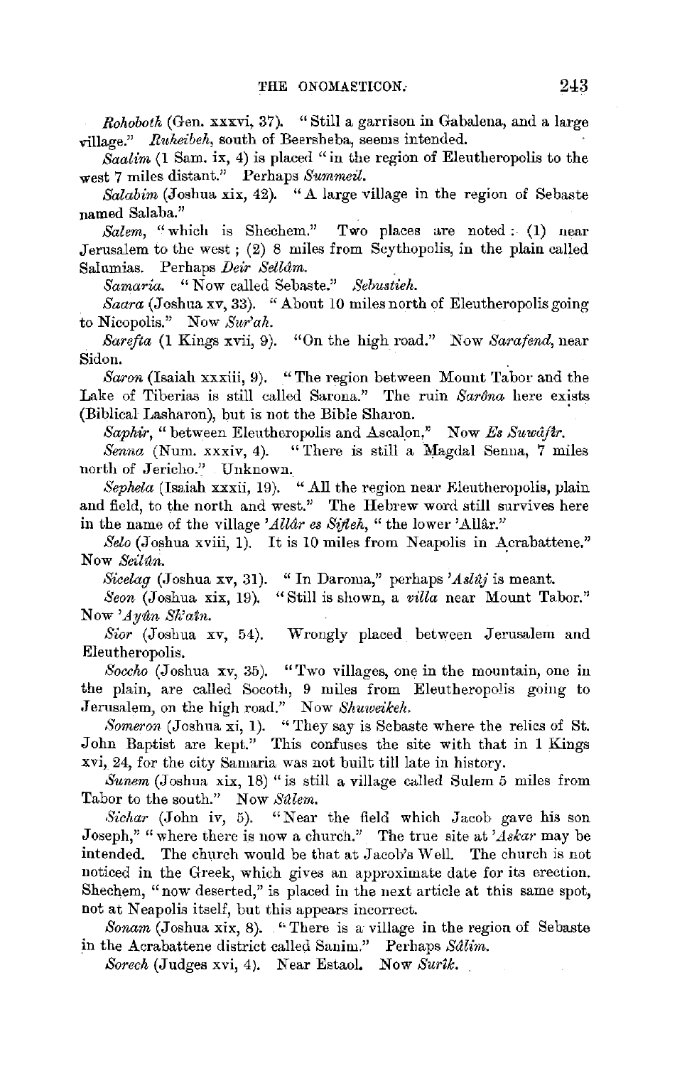*Rohoboth* (Gen. xxxvi, 37). "Still a garrison in Gabalena, and a large village." *Ruheibeh*, south of Beersheba, seems intended.

*Saalim* (1 Sam. ix, 4) is placed "in the region of Eleutheropolis to the west 7 miles distant." Perhaps *Summeil.*

*Salabim* (Joshua xix, 42). "A large village in the region of Sebaste named Salaba."

*Salem*, "which is Shechem." Two places are noted: (1) near Jerusalem to the west; (2) 8 miles from Scythopolis, in the plain called Salumias. Perhaps *Deir Sellâm.*

*Samaria.* "Now called Sebaste." *Sebustieh.*

*Saara* (Joshua xv, 33). "About 10 miles north of Eleutheropolis going to Nicopolis." Now *Sur'ah.*

*Sarefta* (1 Kings xvii, 9). "On the high road." Now *Sarafend*, near Sidon.

*Saron* (Isaiah xxxiii, 9). "The region between Mount Tabor and the Lake of Tiberias is still called Sarona." The ruin *Sarôna* here exists (Biblical Lasharon), but is not the Bible Sharon.

*Saphir*, "between Eleutheropolis and Ascalon." Now *Es Suwâfîr.*

*Senna* (Num. xxxiv, 4). "There is still a Magdal Senna, 7 miles north of Jericho." Unknown.

*Sephela* (Isaiah xxxii, 19). "All the region near Eleutheropolis, plain and field, to the north and west." The Hebrew word still survives here in the name of the village *'Allâr es Sifleh*, "the lower 'Allâr."

*Selo* (Joshua xviii, 1). It is 10 miles from Neapolis in Acrabattene." Now *Seilûn.*

*Sicelag* (Joshua xv, 31). "In Daroma," perhaps *'Aslûj* is meant.

*Seon* (Joshua xix, 19). "Still is shown, a *villa* near Mount Tabor." Now *'Ayûn Sh'aîn.*

*Sior* (Joshua xv, 54). Wrongly placed between Jerusalem and Eleutheropolis.

*Soccho* (Joshua xv, 35). "Two villages, one in the mountain, one in the plain, are called Socoth, 9 miles from Eleutheropolis going to Jerusalem, on the high road." Now *Shuweikeh.*

*Someron* (Joshua xi, 1). "They say is Sebaste where the relics of St. John Baptist are kept." This confuses the site with that in 1 Kings xvi, 24, for the city Samaria was not built till late in history.

*Sunem* (Joshua xix, 18) "is still a village called Sulem 5 miles from Tabor to the south." Now *Sûlem.*

*Sichar* (John iv, 5). "Near the field which Jacob gave his son Joseph," "where there is now a church." The true site at *'Askar* may be intended. The church would be that at Jacob's Well. The church is not noticed in the Greek, which gives an approximate date for its erection. Shechem, "now deserted," is placed in the next article at this same spot, not at Neapolis itself, but this appears incorrect.

*Sonam* (Joshua xix, 8). "There is a village in the region of Sebaste in the Acrabattene district called Sanim." Perhaps *Sâlim.*

*Sorech* (Judges xvi, 4). Near Estaol. Now *Surîk.*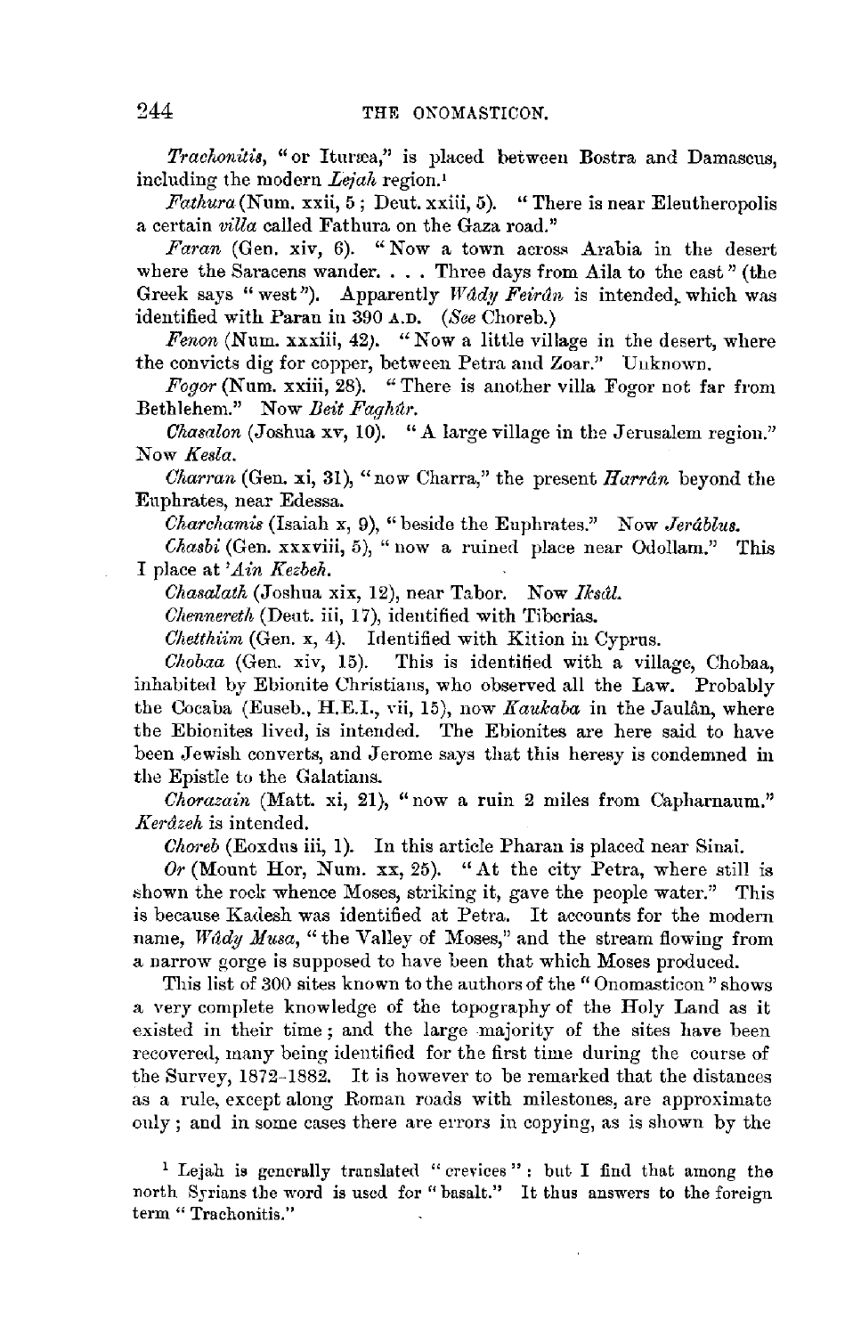*Trachonitis*, "or Ituræa," is placed between Bostra and Damascus, including the modern *Lejah* region.[1]

*Fathura* (Num. xxii, 5; Deut. xxiii, 5). "There is near Eleutheropolis a certain *villa* called Fathura on the Gaza road."

*Faran* (Gen. xiv, 6). "Now a town across Arabia in the desert where the Saracens wander. . . . Three days from Aila to the east" (the Greek says "west"). Apparently *Wâdy Feirân* is intended, which was identified with Paran in 390 A.D. (*See* Choreb.)

*Fenon* (Num. xxxiii, 42). "Now a little village in the desert, where the convicts dig for copper, between Petra and Zoar." Unknown.

*Fogor* (Num. xxiii, 28). "There is another villa Fogor not far from Bethlehem." Now *Beit Faghûr*.

*Chasalon* (Joshua xv, 10). "A large village in the Jerusalem region." Now *Kesla*.

*Charran* (Gen. xi, 31), "now Charra," the present *Harrân* beyond the Euphrates, near Edessa.

*Charchamis* (Isaiah x, 9), "beside the Euphrates." Now *Jerâblus*.

*Chasbi* (Gen. xxxviii, 5), "now a ruined place near Odollam." This I place at *'Ain Kezbeh*.

*Chasalath* (Joshua xix, 12), near Tabor. Now *Iksâl*.

*Chennereth* (Deut. iii, 17), identified with Tiberias.

*Chetthiim* (Gen. x, 4). Identified with Kition in Cyprus.

*Chobaa* (Gen. xiv, 15). This is identified with a village, Chobaa, inhabited by Ebionite Christians, who observed all the Law. Probably the Cocaba (Euseb., H.E.I., vii, 15), now *Kaukaba* in the Jaulân, where the Ebionites lived, is intended. The Ebionites are here said to have been Jewish converts, and Jerome says that this heresy is condemned in the Epistle to the Galatians.

*Chorazain* (Matt. xi, 21), "now a ruin 2 miles from Capharnaum." *Kerâzeh* is intended.

*Choreb* (Eoxdus iii, 1). In this article Pharan is placed near Sinai.

*Or* (Mount Hor, Num. xx, 25). "At the city Petra, where still is shown the rock whence Moses, striking it, gave the people water." This is because Kadesh was identified at Petra. It accounts for the modern name, *Wâdy Musa*, "the Valley of Moses," and the stream flowing from a narrow gorge is supposed to have been that which Moses produced.

This list of 300 sites known to the authors of the "Onomasticon" shows a very complete knowledge of the topography of the Holy Land as it existed in their time; and the large majority of the sites have been recovered, many being identified for the first time during the course of the Survey, 1872–1882. It is however to be remarked that the distances as a rule, except along Roman roads with milestones, are approximate only; and in some cases there are errors in copying, as is shown by the

[1] Lejah is generally translated "crevices": but I find that among the north Syrians the word is used for "basalt." It thus answers to the foreign term "Trachonitis."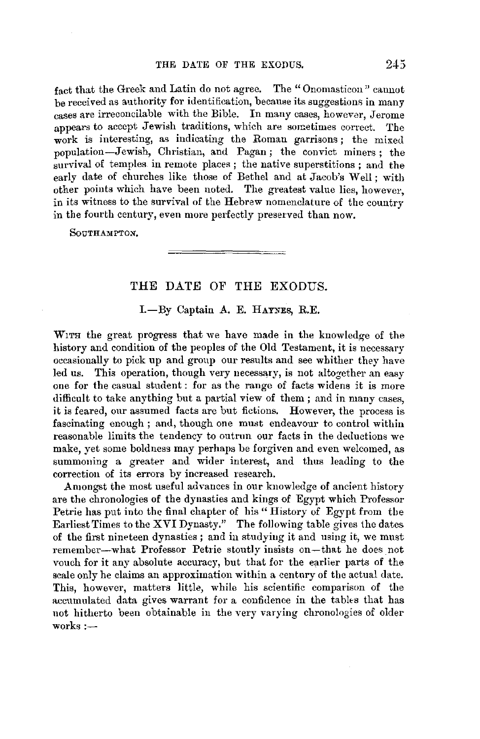fact that the Greek and Latin do not agree. The "Onomasticon" cannot be received as authority for identification, because its suggestions in many cases are irreconcilable with the Bible. In many cases, however, Jerome appears to accept Jewish traditions, which are sometimes correct. The work is interesting, as indicating the Roman garrisons; the mixed population—Jewish, Christian, and Pagan; the convict miners; the survival of temples in remote places; the native superstitions; and the early date of churches like those of Bethel and at Jacob's Well; with other points which have been noted. The greatest value lies, however, in its witness to the survival of the Hebrew nomenclature of the country in the fourth century, even more perfectly preserved than now.

SOUTHAMPTON.

---

## THE DATE OF THE EXODUS.

### I.—By Captain A. E. HAYNES, R.E.

WITH the great progress that we have made in the knowledge of the history and condition of the peoples of the Old Testament, it is necessary occasionally to pick up our results and see whither they have led us. This operation, though very necessary, is not altogether an easy one for the casual student: for as the range of facts widens it is more difficult to take anything but a partial view of them; and in many cases, it is feared, our assumed facts are but fictions. However, the process is fascinating enough; and, though one must endeavour to control within reasonable limits the tendency to outrun our facts in the deductions we make, yet some boldness may perhaps be forgiven and even welcomed, as summoning a greater and wider interest, and thus leading to the correction of its errors by increased research.

Amongst the most useful advances in our knowledge of ancient history are the chronologies of the dynasties and kings of Egypt which Professor Petrie has put into the final chapter of his "History of Egypt from the Earliest Times to the XVI Dynasty." The following table gives the dates of the first nineteen dynasties; and in studying it and using it, we must remember—what Professor Petrie stoutly insists on—that he does not vouch for it any absolute accuracy, but that for the earlier parts of the scale only he claims an approximation within a century of the actual date. This, however, matters little, while his scientific comparison of the accumulated data gives warrant for a confidence in the tables that has not hitherto been obtainable in the very varying chronologies of older works:—